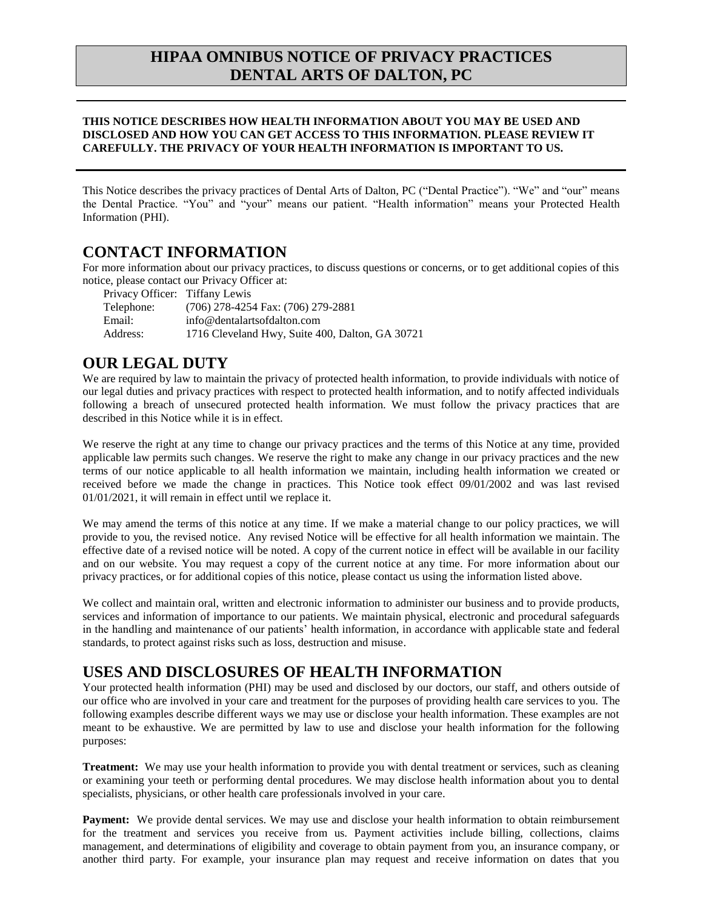# HIPAA OMNIBUS NOTICE OF PRIVACY PRACTICES
# DENTAL ARTS OF DALTON, PC

**THIS NOTICE DESCRIBES HOW HEALTH INFORMATION ABOUT YOU MAY BE USED AND DISCLOSED AND HOW YOU CAN GET ACCESS TO THIS INFORMATION. PLEASE REVIEW IT CAREFULLY. THE PRIVACY OF YOUR HEALTH INFORMATION IS IMPORTANT TO US.**

This Notice describes the privacy practices of Dental Arts of Dalton, PC ("Dental Practice"). "We" and "our" means the Dental Practice. "You" and "your" means our patient. "Health information" means your Protected Health Information (PHI).

## CONTACT INFORMATION

For more information about our privacy practices, to discuss questions or concerns, or to get additional copies of this notice, please contact our Privacy Officer at:

Privacy Officer: Tiffany Lewis
Telephone: (706) 278-4254 Fax: (706) 279-2881
Email: info@dentalartsofdalton.com
Address: 1716 Cleveland Hwy, Suite 400, Dalton, GA 30721

## OUR LEGAL DUTY

We are required by law to maintain the privacy of protected health information, to provide individuals with notice of our legal duties and privacy practices with respect to protected health information, and to notify affected individuals following a breach of unsecured protected health information. We must follow the privacy practices that are described in this Notice while it is in effect.

We reserve the right at any time to change our privacy practices and the terms of this Notice at any time, provided applicable law permits such changes. We reserve the right to make any change in our privacy practices and the new terms of our notice applicable to all health information we maintain, including health information we created or received before we made the change in practices. This Notice took effect 09/01/2002 and was last revised 01/01/2021, it will remain in effect until we replace it.

We may amend the terms of this notice at any time. If we make a material change to our policy practices, we will provide to you, the revised notice. Any revised Notice will be effective for all health information we maintain. The effective date of a revised notice will be noted. A copy of the current notice in effect will be available in our facility and on our website. You may request a copy of the current notice at any time. For more information about our privacy practices, or for additional copies of this notice, please contact us using the information listed above.

We collect and maintain oral, written and electronic information to administer our business and to provide products, services and information of importance to our patients. We maintain physical, electronic and procedural safeguards in the handling and maintenance of our patients' health information, in accordance with applicable state and federal standards, to protect against risks such as loss, destruction and misuse.

## USES AND DISCLOSURES OF HEALTH INFORMATION

Your protected health information (PHI) may be used and disclosed by our doctors, our staff, and others outside of our office who are involved in your care and treatment for the purposes of providing health care services to you. The following examples describe different ways we may use or disclose your health information. These examples are not meant to be exhaustive. We are permitted by law to use and disclose your health information for the following purposes:

**Treatment:** We may use your health information to provide you with dental treatment or services, such as cleaning or examining your teeth or performing dental procedures. We may disclose health information about you to dental specialists, physicians, or other health care professionals involved in your care.

**Payment:** We provide dental services. We may use and disclose your health information to obtain reimbursement for the treatment and services you receive from us. Payment activities include billing, collections, claims management, and determinations of eligibility and coverage to obtain payment from you, an insurance company, or another third party. For example, your insurance plan may request and receive information on dates that you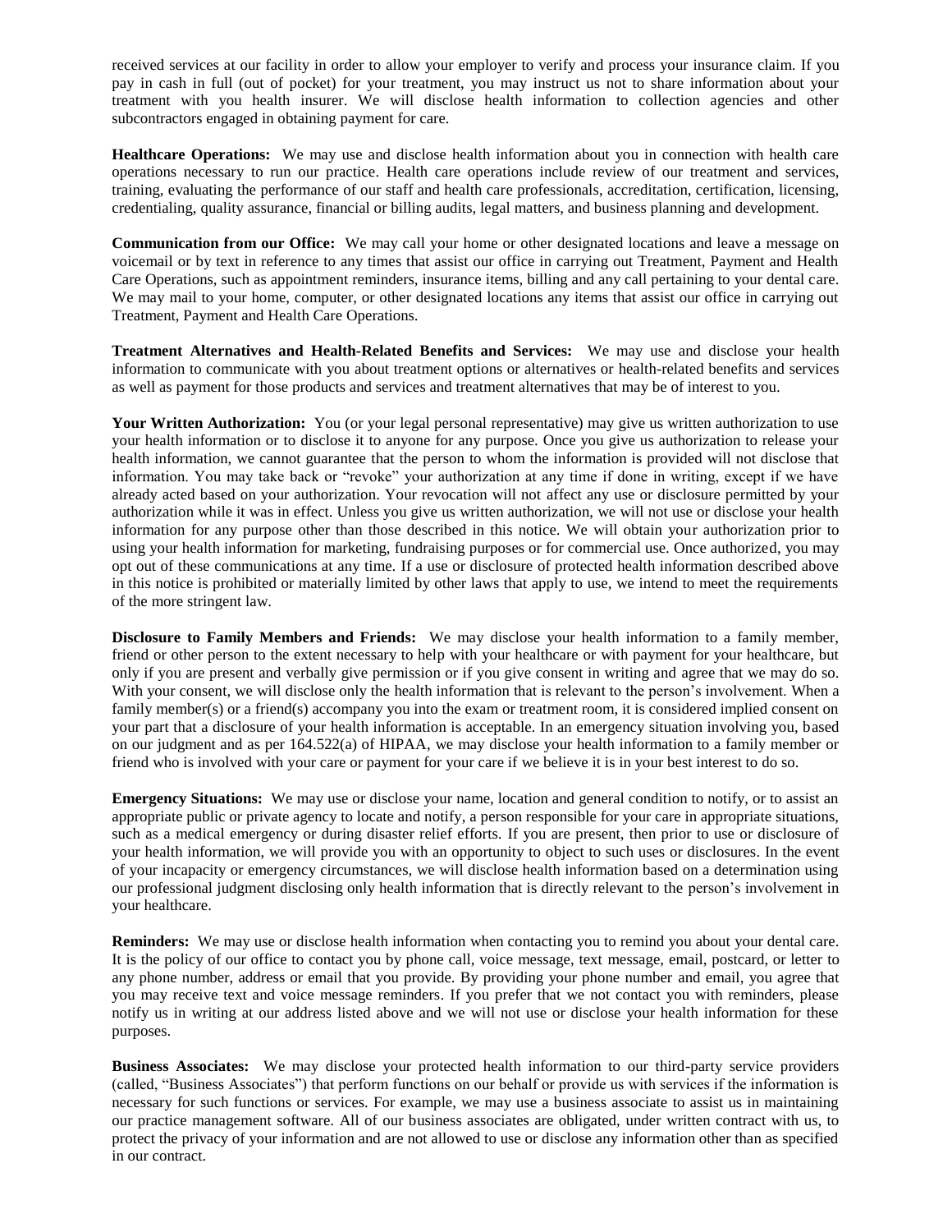received services at our facility in order to allow your employer to verify and process your insurance claim. If you pay in cash in full (out of pocket) for your treatment, you may instruct us not to share information about your treatment with you health insurer. We will disclose health information to collection agencies and other subcontractors engaged in obtaining payment for care.

**Healthcare Operations:** We may use and disclose health information about you in connection with health care operations necessary to run our practice. Health care operations include review of our treatment and services, training, evaluating the performance of our staff and health care professionals, accreditation, certification, licensing, credentialing, quality assurance, financial or billing audits, legal matters, and business planning and development.

**Communication from our Office:** We may call your home or other designated locations and leave a message on voicemail or by text in reference to any times that assist our office in carrying out Treatment, Payment and Health Care Operations, such as appointment reminders, insurance items, billing and any call pertaining to your dental care. We may mail to your home, computer, or other designated locations any items that assist our office in carrying out Treatment, Payment and Health Care Operations.

**Treatment Alternatives and Health-Related Benefits and Services:** We may use and disclose your health information to communicate with you about treatment options or alternatives or health-related benefits and services as well as payment for those products and services and treatment alternatives that may be of interest to you.

**Your Written Authorization:** You (or your legal personal representative) may give us written authorization to use your health information or to disclose it to anyone for any purpose. Once you give us authorization to release your health information, we cannot guarantee that the person to whom the information is provided will not disclose that information. You may take back or "revoke" your authorization at any time if done in writing, except if we have already acted based on your authorization. Your revocation will not affect any use or disclosure permitted by your authorization while it was in effect. Unless you give us written authorization, we will not use or disclose your health information for any purpose other than those described in this notice. We will obtain your authorization prior to using your health information for marketing, fundraising purposes or for commercial use. Once authorized, you may opt out of these communications at any time. If a use or disclosure of protected health information described above in this notice is prohibited or materially limited by other laws that apply to use, we intend to meet the requirements of the more stringent law.

**Disclosure to Family Members and Friends:** We may disclose your health information to a family member, friend or other person to the extent necessary to help with your healthcare or with payment for your healthcare, but only if you are present and verbally give permission or if you give consent in writing and agree that we may do so. With your consent, we will disclose only the health information that is relevant to the person's involvement. When a family member(s) or a friend(s) accompany you into the exam or treatment room, it is considered implied consent on your part that a disclosure of your health information is acceptable. In an emergency situation involving you, based on our judgment and as per 164.522(a) of HIPAA, we may disclose your health information to a family member or friend who is involved with your care or payment for your care if we believe it is in your best interest to do so.

**Emergency Situations:** We may use or disclose your name, location and general condition to notify, or to assist an appropriate public or private agency to locate and notify, a person responsible for your care in appropriate situations, such as a medical emergency or during disaster relief efforts. If you are present, then prior to use or disclosure of your health information, we will provide you with an opportunity to object to such uses or disclosures. In the event of your incapacity or emergency circumstances, we will disclose health information based on a determination using our professional judgment disclosing only health information that is directly relevant to the person's involvement in your healthcare.

**Reminders:** We may use or disclose health information when contacting you to remind you about your dental care. It is the policy of our office to contact you by phone call, voice message, text message, email, postcard, or letter to any phone number, address or email that you provide. By providing your phone number and email, you agree that you may receive text and voice message reminders. If you prefer that we not contact you with reminders, please notify us in writing at our address listed above and we will not use or disclose your health information for these purposes.

**Business Associates:** We may disclose your protected health information to our third-party service providers (called, "Business Associates") that perform functions on our behalf or provide us with services if the information is necessary for such functions or services. For example, we may use a business associate to assist us in maintaining our practice management software. All of our business associates are obligated, under written contract with us, to protect the privacy of your information and are not allowed to use or disclose any information other than as specified in our contract.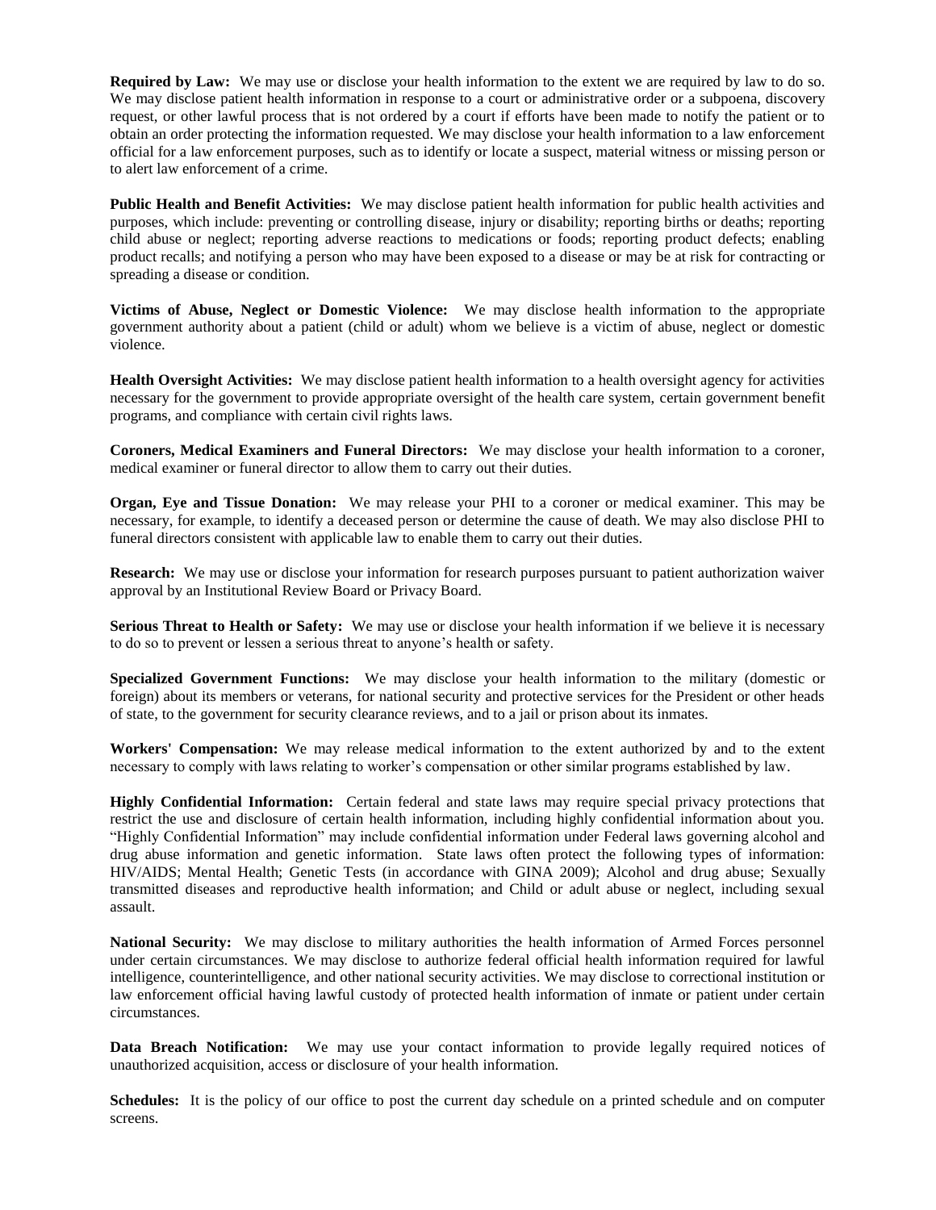**Required by Law:** We may use or disclose your health information to the extent we are required by law to do so. We may disclose patient health information in response to a court or administrative order or a subpoena, discovery request, or other lawful process that is not ordered by a court if efforts have been made to notify the patient or to obtain an order protecting the information requested. We may disclose your health information to a law enforcement official for a law enforcement purposes, such as to identify or locate a suspect, material witness or missing person or to alert law enforcement of a crime.

**Public Health and Benefit Activities:** We may disclose patient health information for public health activities and purposes, which include: preventing or controlling disease, injury or disability; reporting births or deaths; reporting child abuse or neglect; reporting adverse reactions to medications or foods; reporting product defects; enabling product recalls; and notifying a person who may have been exposed to a disease or may be at risk for contracting or spreading a disease or condition.

**Victims of Abuse, Neglect or Domestic Violence:** We may disclose health information to the appropriate government authority about a patient (child or adult) whom we believe is a victim of abuse, neglect or domestic violence.

**Health Oversight Activities:** We may disclose patient health information to a health oversight agency for activities necessary for the government to provide appropriate oversight of the health care system, certain government benefit programs, and compliance with certain civil rights laws.

**Coroners, Medical Examiners and Funeral Directors:** We may disclose your health information to a coroner, medical examiner or funeral director to allow them to carry out their duties.

**Organ, Eye and Tissue Donation:** We may release your PHI to a coroner or medical examiner. This may be necessary, for example, to identify a deceased person or determine the cause of death. We may also disclose PHI to funeral directors consistent with applicable law to enable them to carry out their duties.

**Research:** We may use or disclose your information for research purposes pursuant to patient authorization waiver approval by an Institutional Review Board or Privacy Board.

**Serious Threat to Health or Safety:** We may use or disclose your health information if we believe it is necessary to do so to prevent or lessen a serious threat to anyone's health or safety.

**Specialized Government Functions:** We may disclose your health information to the military (domestic or foreign) about its members or veterans, for national security and protective services for the President or other heads of state, to the government for security clearance reviews, and to a jail or prison about its inmates.

**Workers' Compensation:** We may release medical information to the extent authorized by and to the extent necessary to comply with laws relating to worker's compensation or other similar programs established by law.

**Highly Confidential Information:** Certain federal and state laws may require special privacy protections that restrict the use and disclosure of certain health information, including highly confidential information about you. "Highly Confidential Information" may include confidential information under Federal laws governing alcohol and drug abuse information and genetic information. State laws often protect the following types of information: HIV/AIDS; Mental Health; Genetic Tests (in accordance with GINA 2009); Alcohol and drug abuse; Sexually transmitted diseases and reproductive health information; and Child or adult abuse or neglect, including sexual assault.

**National Security:** We may disclose to military authorities the health information of Armed Forces personnel under certain circumstances. We may disclose to authorize federal official health information required for lawful intelligence, counterintelligence, and other national security activities. We may disclose to correctional institution or law enforcement official having lawful custody of protected health information of inmate or patient under certain circumstances.

**Data Breach Notification:** We may use your contact information to provide legally required notices of unauthorized acquisition, access or disclosure of your health information.

**Schedules:** It is the policy of our office to post the current day schedule on a printed schedule and on computer screens.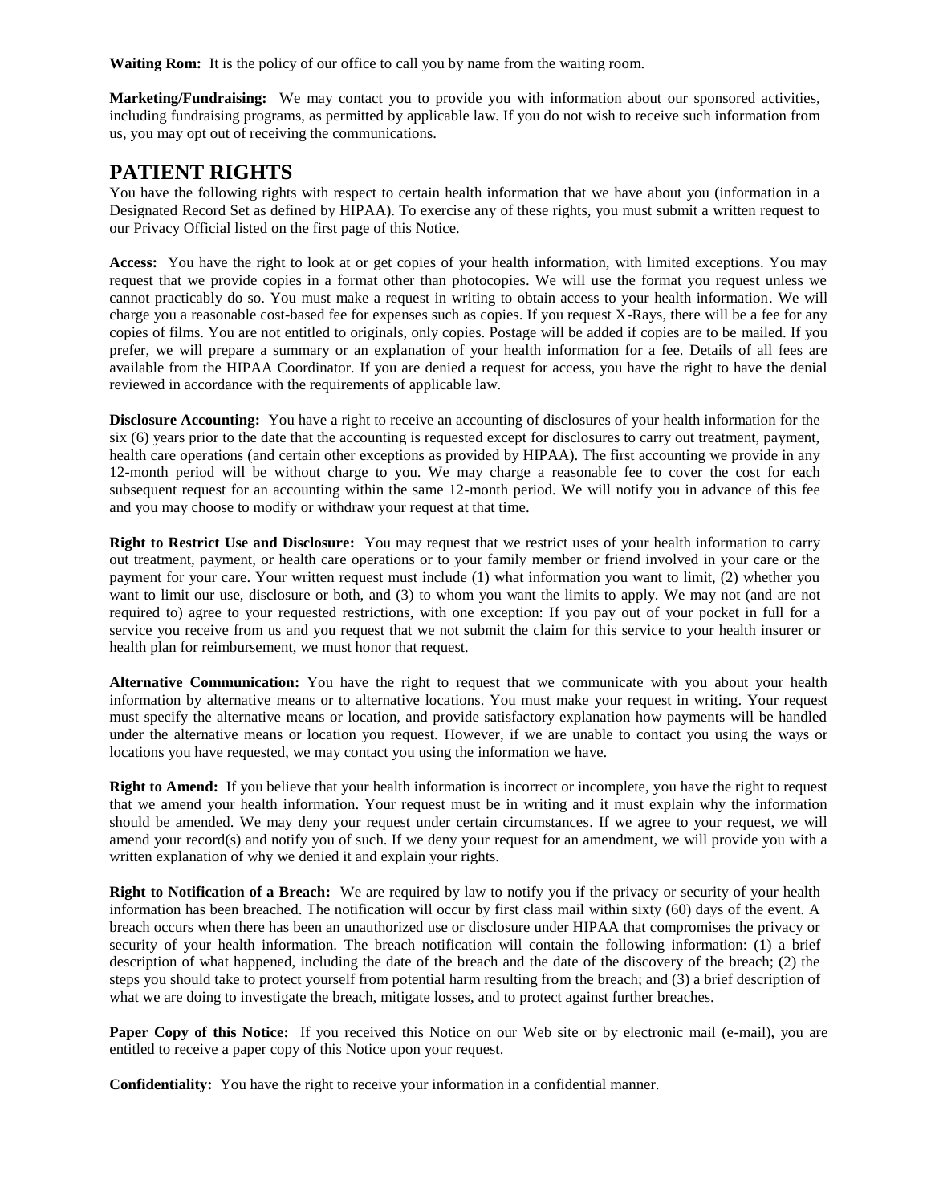**Waiting Rom:** It is the policy of our office to call you by name from the waiting room.

**Marketing/Fundraising:** We may contact you to provide you with information about our sponsored activities, including fundraising programs, as permitted by applicable law. If you do not wish to receive such information from us, you may opt out of receiving the communications.

## PATIENT RIGHTS

You have the following rights with respect to certain health information that we have about you (information in a Designated Record Set as defined by HIPAA). To exercise any of these rights, you must submit a written request to our Privacy Official listed on the first page of this Notice.

**Access:** You have the right to look at or get copies of your health information, with limited exceptions. You may request that we provide copies in a format other than photocopies. We will use the format you request unless we cannot practicably do so. You must make a request in writing to obtain access to your health information. We will charge you a reasonable cost-based fee for expenses such as copies. If you request X-Rays, there will be a fee for any copies of films. You are not entitled to originals, only copies. Postage will be added if copies are to be mailed. If you prefer, we will prepare a summary or an explanation of your health information for a fee. Details of all fees are available from the HIPAA Coordinator. If you are denied a request for access, you have the right to have the denial reviewed in accordance with the requirements of applicable law.

**Disclosure Accounting:** You have a right to receive an accounting of disclosures of your health information for the six (6) years prior to the date that the accounting is requested except for disclosures to carry out treatment, payment, health care operations (and certain other exceptions as provided by HIPAA). The first accounting we provide in any 12-month period will be without charge to you. We may charge a reasonable fee to cover the cost for each subsequent request for an accounting within the same 12-month period. We will notify you in advance of this fee and you may choose to modify or withdraw your request at that time.

**Right to Restrict Use and Disclosure:** You may request that we restrict uses of your health information to carry out treatment, payment, or health care operations or to your family member or friend involved in your care or the payment for your care. Your written request must include (1) what information you want to limit, (2) whether you want to limit our use, disclosure or both, and (3) to whom you want the limits to apply. We may not (and are not required to) agree to your requested restrictions, with one exception: If you pay out of your pocket in full for a service you receive from us and you request that we not submit the claim for this service to your health insurer or health plan for reimbursement, we must honor that request.

**Alternative Communication:** You have the right to request that we communicate with you about your health information by alternative means or to alternative locations. You must make your request in writing. Your request must specify the alternative means or location, and provide satisfactory explanation how payments will be handled under the alternative means or location you request. However, if we are unable to contact you using the ways or locations you have requested, we may contact you using the information we have.

**Right to Amend:** If you believe that your health information is incorrect or incomplete, you have the right to request that we amend your health information. Your request must be in writing and it must explain why the information should be amended. We may deny your request under certain circumstances. If we agree to your request, we will amend your record(s) and notify you of such. If we deny your request for an amendment, we will provide you with a written explanation of why we denied it and explain your rights.

**Right to Notification of a Breach:** We are required by law to notify you if the privacy or security of your health information has been breached. The notification will occur by first class mail within sixty (60) days of the event. A breach occurs when there has been an unauthorized use or disclosure under HIPAA that compromises the privacy or security of your health information. The breach notification will contain the following information: (1) a brief description of what happened, including the date of the breach and the date of the discovery of the breach; (2) the steps you should take to protect yourself from potential harm resulting from the breach; and (3) a brief description of what we are doing to investigate the breach, mitigate losses, and to protect against further breaches.

**Paper Copy of this Notice:** If you received this Notice on our Web site or by electronic mail (e-mail), you are entitled to receive a paper copy of this Notice upon your request.

**Confidentiality:** You have the right to receive your information in a confidential manner.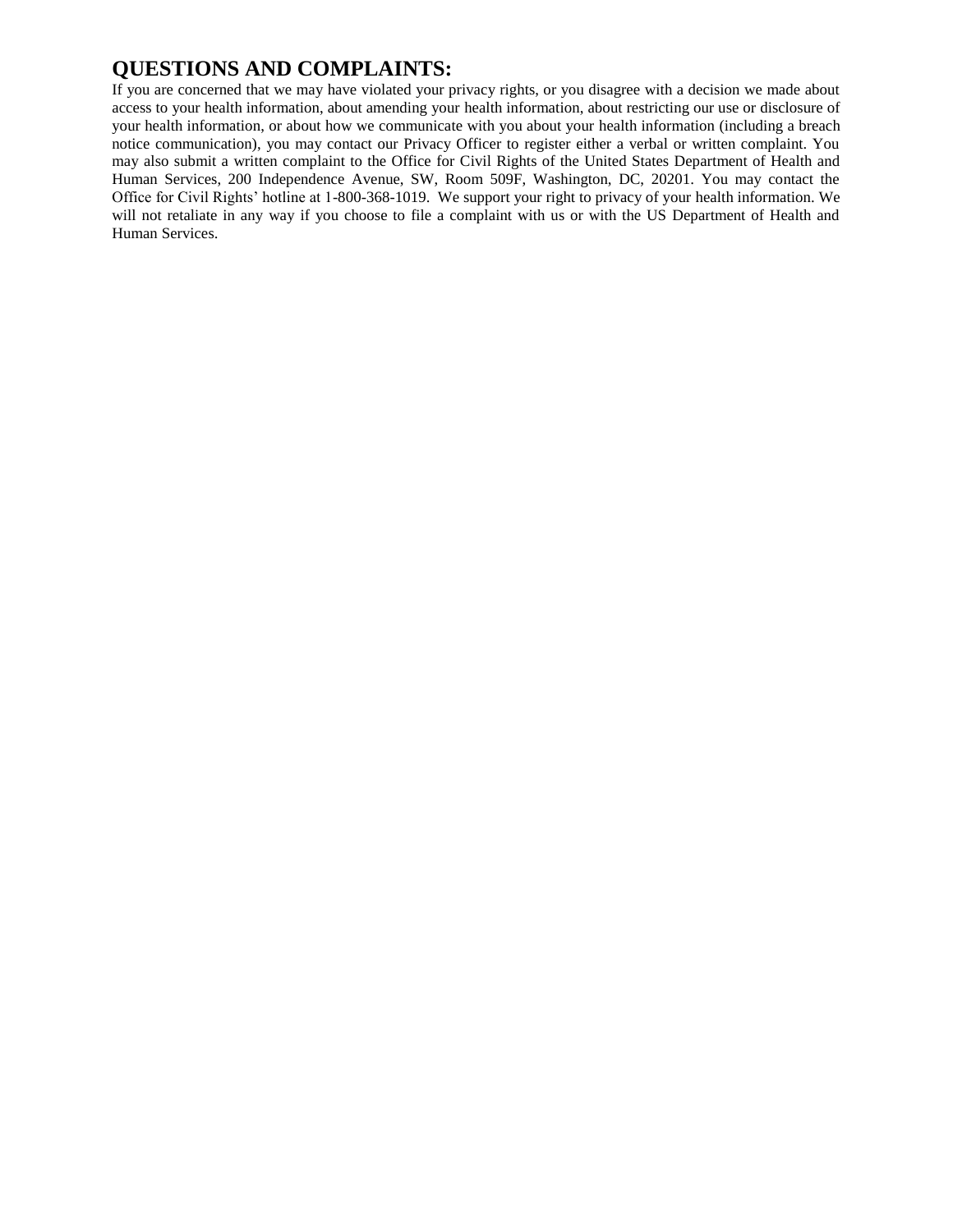## QUESTIONS AND COMPLAINTS:

If you are concerned that we may have violated your privacy rights, or you disagree with a decision we made about access to your health information, about amending your health information, about restricting our use or disclosure of your health information, or about how we communicate with you about your health information (including a breach notice communication), you may contact our Privacy Officer to register either a verbal or written complaint. You may also submit a written complaint to the Office for Civil Rights of the United States Department of Health and Human Services, 200 Independence Avenue, SW, Room 509F, Washington, DC, 20201. You may contact the Office for Civil Rights' hotline at 1-800-368-1019. We support your right to privacy of your health information. We will not retaliate in any way if you choose to file a complaint with us or with the US Department of Health and Human Services.